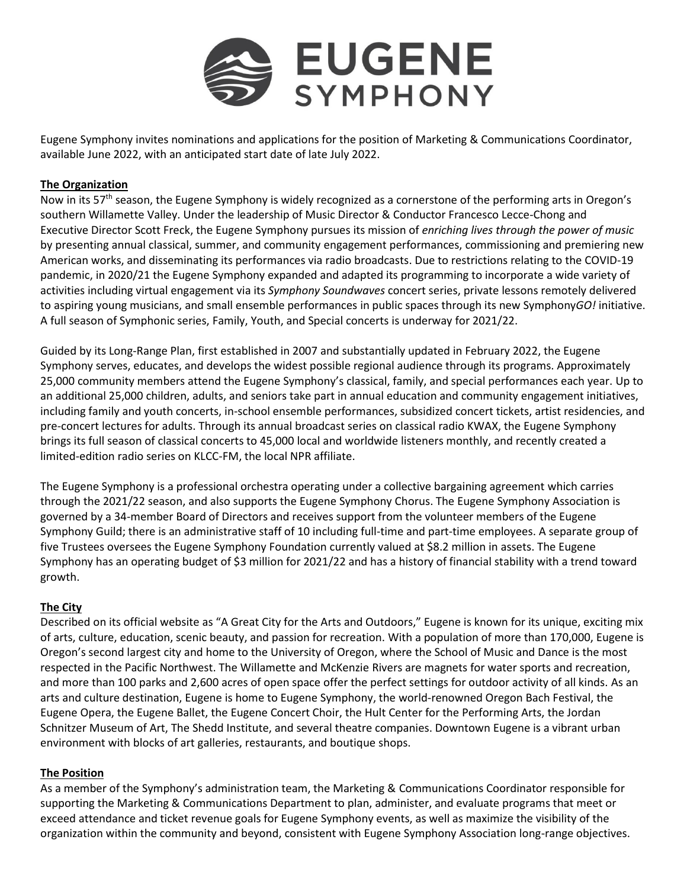# EUGENE SYMPHONY

Eugene Symphony invites nominations and applications for the position of Marketing & Communications Coordinator, available June 2022, with an anticipated start date of late July 2022.

## The Organization

Now in its 57th season, the Eugene Symphony is widely recognized as a cornerstone of the performing arts in Oregon's southern Willamette Valley. Under the leadership of Music Director & Conductor Francesco Lecce-Chong and Executive Director Scott Freck, the Eugene Symphony pursues its mission of *enriching lives through the power of music* by presenting annual classical, summer, and community engagement performances, commissioning and premiering new American works, and disseminating its performances via radio broadcasts. Due to restrictions relating to the COVID-19 pandemic, in 2020/21 the Eugene Symphony expanded and adapted its programming to incorporate a wide variety of activities including virtual engagement via its *Symphony Soundwaves* concert series, private lessons remotely delivered to aspiring young musicians, and small ensemble performances in public spaces through its new Symphony*GO!* initiative. A full season of Symphonic series, Family, Youth, and Special concerts is underway for 2021/22.

Guided by its Long-Range Plan, first established in 2007 and substantially updated in February 2022, the Eugene Symphony serves, educates, and develops the widest possible regional audience through its programs. Approximately 25,000 community members attend the Eugene Symphony's classical, family, and special performances each year. Up to an additional 25,000 children, adults, and seniors take part in annual education and community engagement initiatives, including family and youth concerts, in-school ensemble performances, subsidized concert tickets, artist residencies, and pre-concert lectures for adults. Through its annual broadcast series on classical radio KWAX, the Eugene Symphony brings its full season of classical concerts to 45,000 local and worldwide listeners monthly, and recently created a limited-edition radio series on KLCC-FM, the local NPR affiliate.

The Eugene Symphony is a professional orchestra operating under a collective bargaining agreement which carries through the 2021/22 season, and also supports the Eugene Symphony Chorus. The Eugene Symphony Association is governed by a 34-member Board of Directors and receives support from the volunteer members of the Eugene Symphony Guild; there is an administrative staff of 10 including full-time and part-time employees. A separate group of five Trustees oversees the Eugene Symphony Foundation currently valued at $8.2 million in assets. The Eugene Symphony has an operating budget of $3 million for 2021/22 and has a history of financial stability with a trend toward growth.

## The City

Described on its official website as "A Great City for the Arts and Outdoors," Eugene is known for its unique, exciting mix of arts, culture, education, scenic beauty, and passion for recreation. With a population of more than 170,000, Eugene is Oregon's second largest city and home to the University of Oregon, where the School of Music and Dance is the most respected in the Pacific Northwest. The Willamette and McKenzie Rivers are magnets for water sports and recreation, and more than 100 parks and 2,600 acres of open space offer the perfect settings for outdoor activity of all kinds. As an arts and culture destination, Eugene is home to Eugene Symphony, the world-renowned Oregon Bach Festival, the Eugene Opera, the Eugene Ballet, the Eugene Concert Choir, the Hult Center for the Performing Arts, the Jordan Schnitzer Museum of Art, The Shedd Institute, and several theatre companies. Downtown Eugene is a vibrant urban environment with blocks of art galleries, restaurants, and boutique shops.

## The Position

As a member of the Symphony's administration team, the Marketing & Communications Coordinator responsible for supporting the Marketing & Communications Department to plan, administer, and evaluate programs that meet or exceed attendance and ticket revenue goals for Eugene Symphony events, as well as maximize the visibility of the organization within the community and beyond, consistent with Eugene Symphony Association long-range objectives.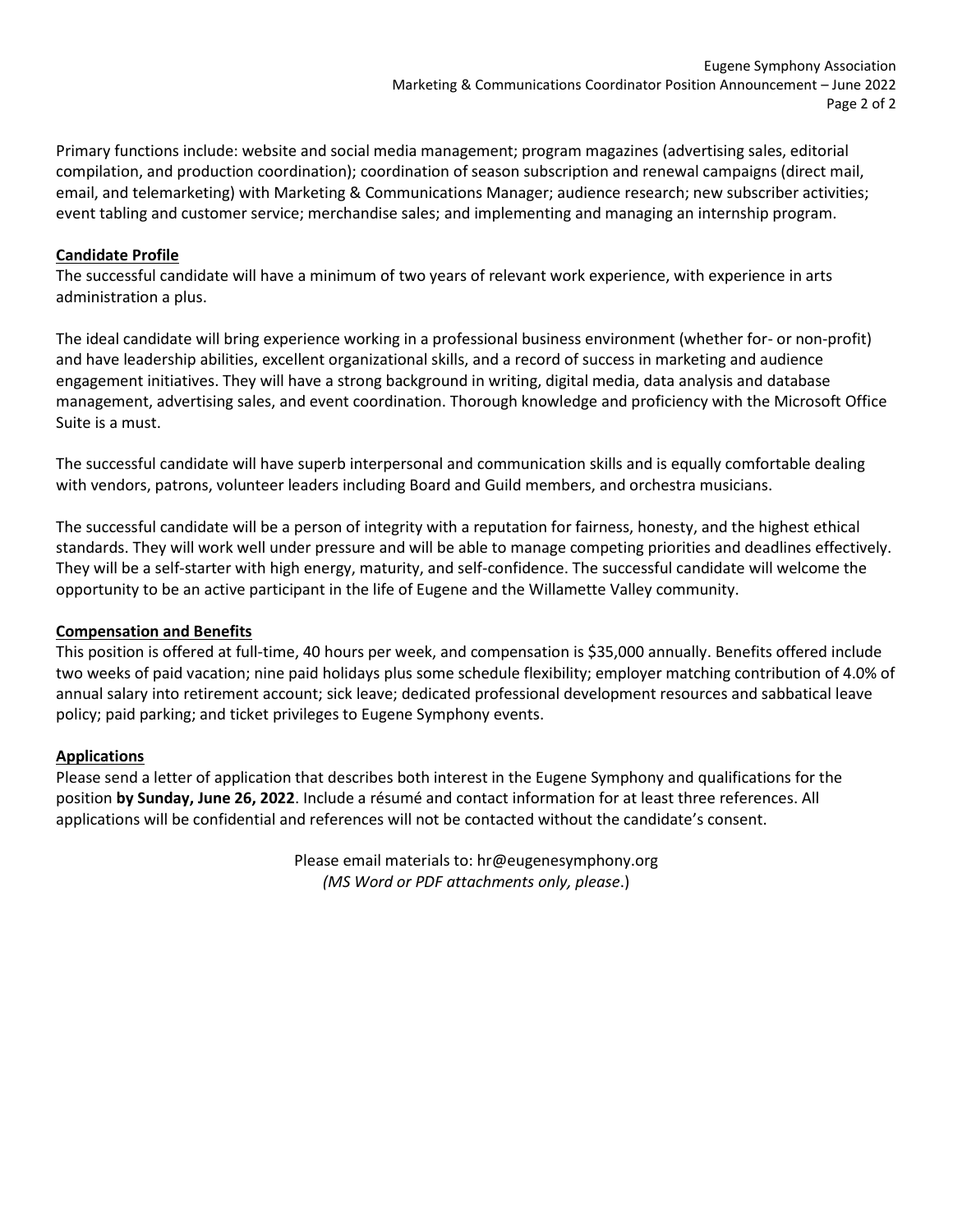Primary functions include: website and social media management; program magazines (advertising sales, editorial compilation, and production coordination); coordination of season subscription and renewal campaigns (direct mail, email, and telemarketing) with Marketing & Communications Manager; audience research; new subscriber activities; event tabling and customer service; merchandise sales; and implementing and managing an internship program.

## Candidate Profile

The successful candidate will have a minimum of two years of relevant work experience, with experience in arts administration a plus.

The ideal candidate will bring experience working in a professional business environment (whether for- or non-profit) and have leadership abilities, excellent organizational skills, and a record of success in marketing and audience engagement initiatives. They will have a strong background in writing, digital media, data analysis and database management, advertising sales, and event coordination. Thorough knowledge and proficiency with the Microsoft Office Suite is a must.

The successful candidate will have superb interpersonal and communication skills and is equally comfortable dealing with vendors, patrons, volunteer leaders including Board and Guild members, and orchestra musicians.

The successful candidate will be a person of integrity with a reputation for fairness, honesty, and the highest ethical standards. They will work well under pressure and will be able to manage competing priorities and deadlines effectively. They will be a self-starter with high energy, maturity, and self-confidence. The successful candidate will welcome the opportunity to be an active participant in the life of Eugene and the Willamette Valley community.

## Compensation and Benefits

This position is offered at full-time, 40 hours per week, and compensation is $35,000 annually. Benefits offered include two weeks of paid vacation; nine paid holidays plus some schedule flexibility; employer matching contribution of 4.0% of annual salary into retirement account; sick leave; dedicated professional development resources and sabbatical leave policy; paid parking; and ticket privileges to Eugene Symphony events.

## Applications

Please send a letter of application that describes both interest in the Eugene Symphony and qualifications for the position **by Sunday, June 26, 2022**. Include a résumé and contact information for at least three references. All applications will be confidential and references will not be contacted without the candidate's consent.

Please email materials to: hr@eugenesymphony.org
*(MS Word or PDF attachments only, please*.)